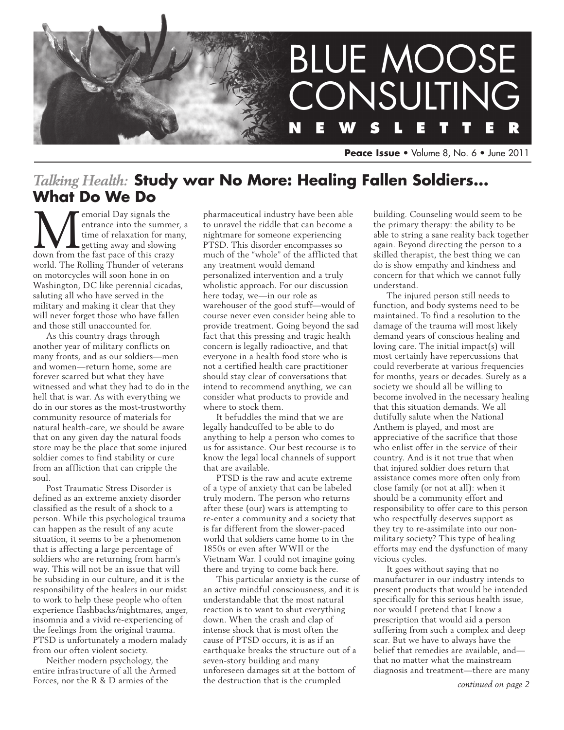# BLUE MOOSE CONSULTING NEWSLETTER

**Peace Issue** • Volume 8, No. 6 • June 2011

## *Talking Health:* **Study war No More: Healing Fallen Soldiers… What Do We Do**

Memorial Day signals the entrance into the summer, a time of relaxation for many, getting away and slowing down from the fast pace of this crazy world. The Rolling Thunder of veterans on motorcycles will soon hone in on Washington, DC like perennial cicadas, saluting all who have served in the military and making it clear that they will never forget those who have fallen and those still unaccounted for.

As this country drags through another year of military conflicts on many fronts, and as our soldiers—men and women—return home, some are forever scarred but what they have witnessed and what they had to do in the hell that is war. As with everything we do in our stores as the most-trustworthy community resource of materials for natural health-care, we should be aware that on any given day the natural foods store may be the place that some injured soldier comes to find stability or cure from an affliction that can cripple the soul.

Post Traumatic Stress Disorder is defined as an extreme anxiety disorder classified as the result of a shock to a person. While this psychological trauma can happen as the result of any acute situation, it seems to be a phenomenon that is affecting a large percentage of soldiers who are returning from harm's way. This will not be an issue that will be subsiding in our culture, and it is the responsibility of the healers in our midst to work to help these people who often experience flashbacks/nightmares, anger, insomnia and a vivid re-experiencing of the feelings from the original trauma. PTSD is unfortunately a modern malady from our often violent society.

Neither modern psychology, the entire infrastructure of all the Armed Forces, nor the R & D armies of the pharmaceutical industry have been able to unravel the riddle that can become a nightmare for someone experiencing PTSD. This disorder encompasses so much of the "whole" of the afflicted that any treatment would demand personalized intervention and a truly wholistic approach. For our discussion here today, we—in our role as warehouser of the good stuff—would of course never even consider being able to provide treatment. Going beyond the sad fact that this pressing and tragic health concern is legally radioactive, and that everyone in a health food store who is not a certified health care practitioner should stay clear of conversations that intend to recommend anything, we can consider what products to provide and where to stock them.

It befuddles the mind that we are legally handcuffed to be able to do anything to help a person who comes to us for assistance. Our best recourse is to know the legal local channels of support that are available.

PTSD is the raw and acute extreme of a type of anxiety that can be labeled truly modern. The person who returns after these (our) wars is attempting to re-enter a community and a society that is far different from the slower-paced world that soldiers came home to in the 1850s or even after WWII or the Vietnam War. I could not imagine going there and trying to come back here.

This particular anxiety is the curse of an active mindful consciousness, and it is understandable that the most natural reaction is to want to shut everything down. When the crash and clap of intense shock that is most often the cause of PTSD occurs, it is as if an earthquake breaks the structure out of a seven-story building and many unforeseen damages sit at the bottom of the destruction that is the crumpled building. Counseling would seem to be the primary therapy: the ability to be able to string a sane reality back together again. Beyond directing the person to a skilled therapist, the best thing we can do is show empathy and kindness and concern for that which we cannot fully understand.

The injured person still needs to function, and body systems need to be maintained. To find a resolution to the damage of the trauma will most likely demand years of conscious healing and loving care. The initial impact(s) will most certainly have repercussions that could reverberate at various frequencies for months, years or decades. Surely as a society we should all be willing to become involved in the necessary healing that this situation demands. We all dutifully salute when the National Anthem is played, and most are appreciative of the sacrifice that those who enlist offer in the service of their country. And is it not true that when that injured soldier does return that assistance comes more often only from close family (or not at all): when it should be a community effort and responsibility to offer care to this person who respectfully deserves support as they try to re-assimilate into our non-military society? This type of healing efforts may end the dysfunction of many vicious cycles.

It goes without saying that no manufacturer in our industry intends to present products that would be intended specifically for this serious health issue, nor would I pretend that I know a prescription that would aid a person suffering from such a complex and deep scar. But we have to always have the belief that remedies are available, and—that no matter what the mainstream diagnosis and treatment—there are many

*continued on page 2*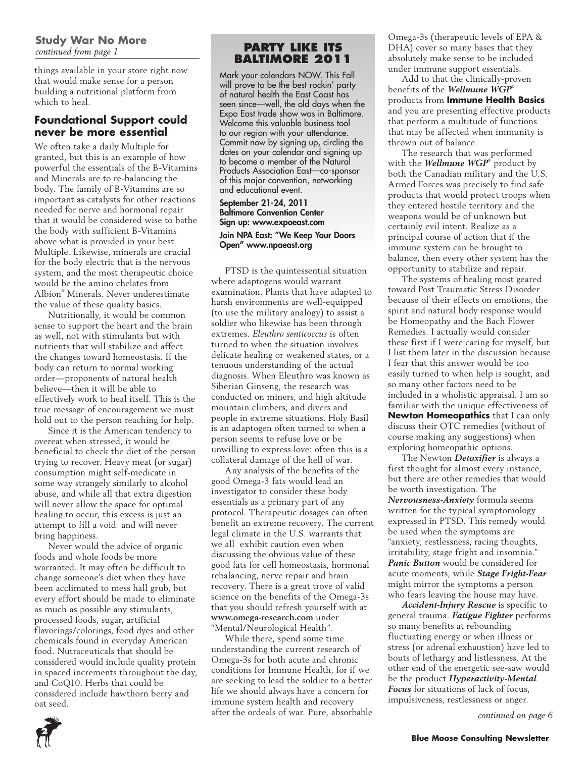## Study War No More

*continued from page 1*

things available in your store right now that would make sense for a person building a nutritional platform from which to heal.

### Foundational Support could never be more essential

We often take a daily Multiple for granted, but this is an example of how powerful the essentials of the B-Vitamins and Minerals are to re-balancing the body. The family of B-Vitamins are so important as catalysts for other reactions needed for nerve and hormonal repair that it would be considered wise to bathe the body with sufficient B-Vitamins above what is provided in your best Multiple. Likewise, minerals are crucial for the body electric that is the nervous system, and the most therapeutic choice would be the amino chelates from Albion® Minerals. Never underestimate the value of these quality basics.

Nutritionally, it would be common sense to support the heart and the brain as well, not with stimulants but with nutrients that will stabilize and affect the changes toward homeostasis. If the body can return to normal working order—proponents of natural health believe—then it will be able to effectively work to heal itself. This is the true message of encouragement we must hold out to the person reaching for help.

Since it is the American tendency to overeat when stressed, it would be beneficial to check the diet of the person trying to recover. Heavy meat (or sugar) consumption might self-medicate in some way strangely similarly to alcohol abuse, and while all that extra digestion will never allow the space for optimal healing to occur, this excess is just an attempt to fill a void and will never bring happiness.

Never would the advice of organic foods and whole foods be more warranted. It may often be difficult to change someone's diet when they have been acclimated to mess hall grub, but every effort should be made to eliminate as much as possible any stimulants, processed foods, sugar, artificial flavorings/colorings, food dyes and other chemicals found in everyday American food. Nutraceuticals that should be considered would include quality protein in spaced increments throughout the day, and CoQ10. Herbs that could be considered include hawthorn berry and oat seed.

> ### PARTY LIKE ITS BALTIMORE 2011
>
> Mark your calendars NOW. This Fall will prove to be the best rockin' party of natural health the East Coast has seen since—well, the old days when the Expo East trade show was in Baltimore. Welcome this valuable business tool to our region with your attendance. Commit now by signing up, circling the dates on your calendar and signing up to become a member of the Natural Products Association East—co-sponsor of this major convention, networking and educational event.
>
> **September 21-24, 2011**
> **Baltimore Convention Center**
> **Sign up: www.expoeast.com**
>
> **Join NPA East: "We Keep Your Doors Open" www.npaeast.org**

PTSD is the quintessential situation where adaptogens would warrant examination. Plants that have adapted to harsh environments are well-equipped (to use the military analogy) to assist a soldier who likewise has been through extremes. *Eleuthro senticoccus* is often turned to when the situation involves delicate healing or weakened states, or a tenuous understanding of the actual diagnosis. When Eleuthro was known as Siberian Ginseng, the research was conducted on miners, and high altitude mountain climbers, and divers and people in extreme situations. Holy Basil is an adaptogen often turned to when a person seems to refuse love or be unwilling to express love: often this is a collateral damage of the hell of war.

Any analysis of the benefits of the good Omega-3 fats would lead an investigator to consider these body essentials as a primary part of any protocol. Therapeutic dosages can often benefit an extreme recovery. The current legal climate in the U.S. warrants that we all exhibit caution even when discussing the obvious value of these good fats for cell homeostasis, hormonal rebalancing, nerve repair and brain recovery. There is a great trove of valid science on the benefits of the Omega-3s that you should refresh yourself with at **www.omega-research.com** under "Mental/Neurological Health".

While there, spend some time understanding the current research of Omega-3s for both acute and chronic conditions for Immune Health, for if we are seeking to lead the soldier to a better life we should always have a concern for immune system health and recovery after the ordeals of war. Pure, absorbable Omega-3s (therapeutic levels of EPA & DHA) cover so many bases that they absolutely make sense to be included under immune support essentials.

Add to that the clinically-proven benefits of the ***Wellmune WGP***® products from **Immune Health Basics** and you are presenting effective products that perform a multitude of functions that may be affected when immunity is thrown out of balance.

The research that was performed with the ***Wellmune WGP***® product by both the Canadian military and the U.S. Armed Forces was precisely to find safe products that would protect troops when they entered hostile territory and the weapons would be of unknown but certainly evil intent. Realize as a principal course of action that if the immune system can be brought to balance, then every other system has the opportunity to stabilize and repair.

The systems of healing most geared toward Post Traumatic Stress Disorder because of their effects on emotions, the spirit and natural body response would be Homeopathy and the Bach Flower Remedies. I actually would consider these first if I were caring for myself, but I list them later in the discussion because I fear that this answer would be too easily turned to when help is sought, and so many other factors need to be included in a wholistic appraisal. I am so familiar with the unique effectiveness of **Newton Homeopathics** that I can only discuss their OTC remedies (without of course making any suggestions) when exploring homeopathic options.

The Newton ***Detoxifier*** is always a first thought for almost every instance, but there are other remedies that would be worth investigation. The ***Nervousness-Anxiety*** formula seems written for the typical symptomology expressed in PTSD. This remedy would be used when the symptoms are "anxiety, restlessness, racing thoughts, irritability, stage fright and insomnia." ***Panic Button*** would be considered for acute moments, while ***Stage Fright-Fear*** might mirror the symptoms a person who fears leaving the house may have.

***Accident-Injury Rescue*** is specific to general trauma. ***Fatigue Fighter*** performs so many benefits at rebounding fluctuating energy or when illness or stress (or adrenal exhaustion) have led to bouts of lethargy and listlessness. At the other end of the energetic see-saw would be the product ***Hyperactivity-Mental Focus*** for situations of lack of focus, impulsiveness, restlessness or anger.

*continued on page 6*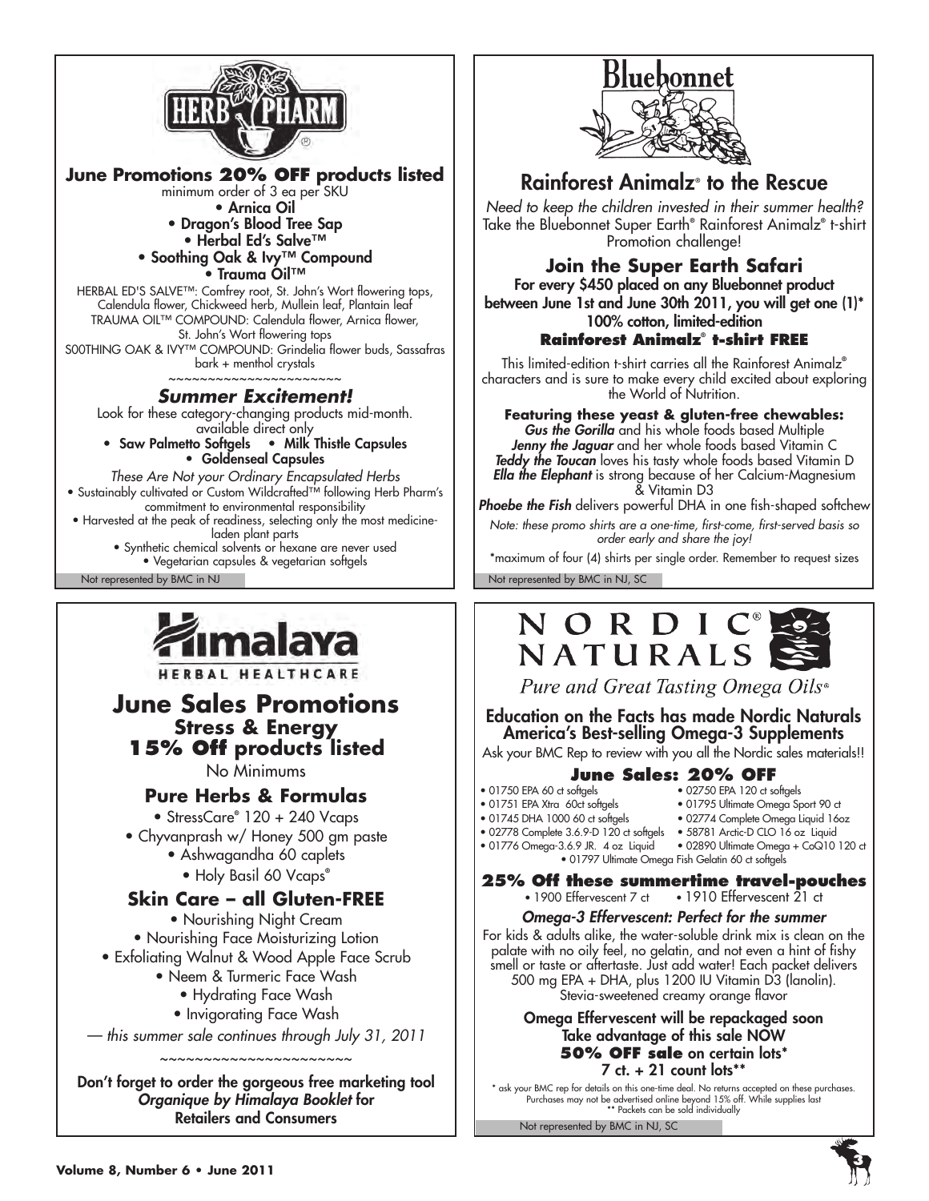## HERB PHARM

### June Promotions **20% OFF** products listed

minimum order of 3 ea per SKU

- Arnica Oil
- Dragon's Blood Tree Sap
- Herbal Ed's Salve™
- Soothing Oak & Ivy™ Compound
- Trauma Oil™

HERBAL ED'S SALVE™: Comfrey root, St. John's Wort flowering tops, Calendula flower, Chickweed herb, Mullein leaf, Plantain leaf
TRAUMA OIL™ COMPOUND: Calendula flower, Arnica flower, St. John's Wort flowering tops
S00THING OAK & IVY™ COMPOUND: Grindelia flower buds, Sassafras bark + menthol crystals

~~~~~~~~~~~~~~~~~~~~~~

### *Summer Excitement!*

Look for these category-changing products mid-month. available direct only

- Saw Palmetto Softgels
- Milk Thistle Capsules
- Goldenseal Capsules

*These Are Not your Ordinary Encapsulated Herbs*

- Sustainably cultivated or Custom Wildcrafted™ following Herb Pharm's commitment to environmental responsibility
- Harvested at the peak of readiness, selecting only the most medicine-laden plant parts
- Synthetic chemical solvents or hexane are never used
- Vegetarian capsules & vegetarian softgels

Not represented by BMC in NJ

## Bluebonnet

### Rainforest Animalz® to the Rescue

*Need to keep the children invested in their summer health?* Take the Bluebonnet Super Earth® Rainforest Animalz® t-shirt Promotion challenge!

### Join the Super Earth Safari

**For every $450 placed on any Bluebonnet product between June 1st and June 30th 2011, you will get one (1)* 100% cotton, limited-edition**
**Rainforest Animalz® t-shirt FREE**

This limited-edition t-shirt carries all the Rainforest Animalz® characters and is sure to make every child excited about exploring the World of Nutrition.

**Featuring these yeast & gluten-free chewables:**
***Gus the Gorilla*** and his whole foods based Multiple
***Jenny the Jaguar*** and her whole foods based Vitamin C
***Teddy the Toucan*** loves his tasty whole foods based Vitamin D
***Ella the Elephant*** is strong because of her Calcium-Magnesium & Vitamin D3
***Phoebe the Fish*** delivers powerful DHA in one fish-shaped softchew

*Note: these promo shirts are a one-time, first-come, first-served basis so order early and share the joy!*

*maximum of four (4) shirts per single order. Remember to request sizes

Not represented by BMC in NJ, SC

## Himalaya HERBAL HEALTHCARE

### June Sales Promotions
### Stress & Energy
### 15% Off products listed

No Minimums

### Pure Herbs & Formulas

- StressCare® 120 + 240 Vcaps
- Chyvanprash w/ Honey 500 gm paste
- Ashwagandha 60 caplets
- Holy Basil 60 Vcaps®

### Skin Care – all Gluten-FREE

- Nourishing Night Cream
- Nourishing Face Moisturizing Lotion
- Exfoliating Walnut & Wood Apple Face Scrub
- Neem & Turmeric Face Wash
- Hydrating Face Wash
- Invigorating Face Wash

*— this summer sale continues through July 31, 2011*

~~~~~~~~~~~~~~~~~~~~~~

**Don't forget to order the gorgeous free marketing tool *Organique by Himalaya Booklet* for Retailers and Consumers**

## NORDIC NATURALS

*Pure and Great Tasting Omega Oils®*

### Education on the Facts has made Nordic Naturals America's Best-selling Omega-3 Supplements

Ask your BMC Rep to review with you all the Nordic sales materials!!

### June Sales: 20% OFF

- 01750 EPA 60 ct softgels
- 01751 EPA Xtra 60ct softgels
- 01745 DHA 1000 60 ct softgels
- 02778 Complete 3.6.9-D 120 ct softgels
- 01776 Omega-3.6.9 JR. 4 oz Liquid
- 02750 EPA 120 ct softgels
- 01795 Ultimate Omega Sport 90 ct
- 02774 Complete Omega Liquid 16oz
- 58781 Arctic-D CLO 16 oz Liquid
- 02890 Ultimate Omega + CoQ10 120 ct
- 01797 Ultimate Omega Fish Gelatin 60 ct softgels

### 25% Off these summertime travel-pouches

- 1900 Effervescent 7 ct
- 1910 Effervescent 21 ct

***Omega-3 Effervescent: Perfect for the summer***

For kids & adults alike, the water-soluble drink mix is clean on the palate with no oily feel, no gelatin, and not even a hint of fishy smell or taste or aftertaste. Just add water! Each packet delivers 500 mg EPA + DHA, plus 1200 IU Vitamin D3 (lanolin). Stevia-sweetened creamy orange flavor

**Omega Effervescent will be repackaged soon**
**Take advantage of this sale NOW**
**50% OFF sale on certain lots***
**7 ct. + 21 count lots****

* ask your BMC rep for details on this one-time deal. No returns accepted on these purchases. Purchases may not be advertised online beyond 15% off. While supplies last
** Packets can be sold individually

Not represented by BMC in NJ, SC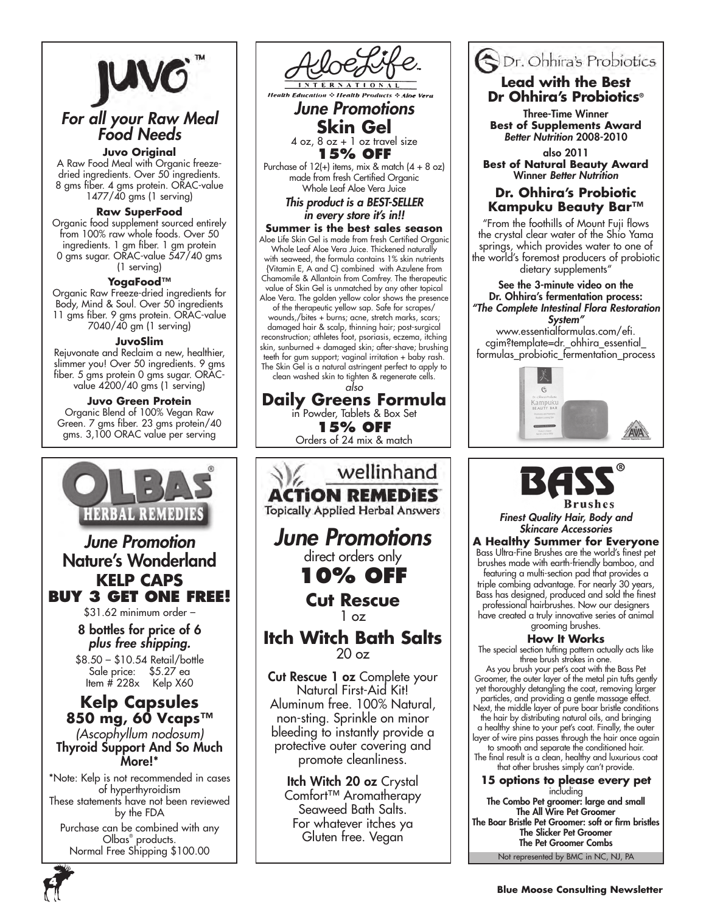# JUVO™

## *For all your Raw Meal Food Needs*

**Juvo Original**
A Raw Food Meal with Organic freeze-dried ingredients. Over 50 ingredients. 8 gms fiber. 4 gms protein. ORAC-value 1477/40 gms (1 serving)

**Raw SuperFood**
Organic food supplement sourced entirely from 100% raw whole foods. Over 50 ingredients. 1 gm fiber. 1 gm protein 0 gms sugar. ORAC-value 547/40 gms (1 serving)

**YogaFood™**
Organic Raw Freeze-dried ingredients for Body, Mind & Soul. Over 50 ingredients 11 gms fiber. 9 gms protein. ORAC-value 7040/40 gm (1 serving)

**JuvoSlim**
Rejuvonate and Reclaim a new, healthier, slimmer you! Over 50 ingredients. 9 gms fiber. 5 gms protein 0 gms sugar. ORAC-value 4200/40 gms (1 serving)

**Juvo Green Protein**
Organic Blend of 100% Vegan Raw Green. 7 gms fiber. 23 gms protein/40 gms. 3,100 ORAC value per serving

# AloeLife International

Health Education ❖ Health Products ❖ Aloe Vera

## *June Promotions*

**Skin Gel**
4 oz, 8 oz + 1 oz travel size

**15% OFF**
Purchase of 12(+) items, mix & match (4 + 8 oz) made from fresh Certified Organic Whole Leaf Aloe Vera Juice

***This product is a BEST-SELLER in every store it's in!!***

**Summer is the best sales season**
Aloe Life Skin Gel is made from fresh Certified Organic Whole Leaf Aloe Vera Juice. Thickened naturally with seaweed, the formula contains 1% skin nutrients {Vitamin E, A and C} combined with Azulene from Chamomile & Allantoin from Comfrey. The therapeutic value of Skin Gel is unmatched by any other topical Aloe Vera. The golden yellow color shows the presence of the therapeutic yellow sap. Safe for scrapes/ wounds,/bites + burns; acne, stretch marks, scars; damaged hair & scalp, thinning hair; post-surgical reconstruction; athletes foot, psoriasis, eczema, itching skin, sunburned + damaged skin; after-shave; brushing teeth for gum support; vaginal irritation + baby rash. The Skin Gel is a natural astringent perfect to apply to clean washed skin to tighten & regenerate cells.

*also*

**Daily Greens Formula**
in Powder, Tablets & Box Set

**15% OFF**
Orders of 24 mix & match

# Dr. Ohhira's Probiotics

## Lead with the Best Dr Ohhira's Probiotics®

Three-Time Winner
**Best of Supplements Award**
*Better Nutrition* 2008-2010

also 2011
**Best of Natural Beauty Award**
Winner *Better Nutrition*

### Dr. Ohhira's Probiotic Kampuku Beauty Bar™

"From the foothills of Mount Fuji flows the crystal clear water of the Shio Yama springs, which provides water to one of the world's foremost producers of probiotic dietary supplements"

See the 3-minute video on the Dr. Ohhira's fermentation process:
*"The Complete Intestinal Flora Restoration System"*
www.essentialformulas.com/efi.cgim?template=dr._ohhira_essential_formulas_probiotic_fermentation_process

# OLBAS® HERBAL REMEDIES

## *June Promotion*

## Nature's Wonderland KELP CAPS

**BUY 3 GET ONE FREE!**

$31.62 minimum order –

8 bottles for price of 6
*plus free shipping.*

$8.50 – $10.54 Retail/bottle
Sale price: $5.27 ea
Item # 228x Kelp X60

### Kelp Capsules 850 mg, 60 Vcaps™

*(Ascophyllum nodosum)*
**Thyroid Support And So Much More!***

*Note: Kelp is not recommended in cases of hyperthyroidism
These statements have not been reviewed by the FDA

Purchase can be combined with any Olbas® products.
Normal Free Shipping $100.00

# wellinhand ACTION REMEDIES™

Topically Applied Herbal Answers

## *June Promotions*

direct orders only

**10% OFF**

**Cut Rescue**
1 oz

**Itch Witch Bath Salts**
20 oz

**Cut Rescue 1 oz** Complete your Natural First-Aid Kit! Aluminum free. 100% Natural, non-sting. Sprinkle on minor bleeding to instantly provide a protective outer covering and promote cleanliness.

**Itch Witch 20 oz** Crystal Comfort™ Aromatherapy Seaweed Bath Salts. For whatever itches ya Gluten free. Vegan

# BASS® Brushes

*Finest Quality Hair, Body and Skincare Accessories*

**A Healthy Summer for Everyone**
Bass Ultra-Fine Brushes are the world's finest pet brushes made with earth-friendly bamboo, and featuring a multi-section pad that provides a triple combing advantage. For nearly 30 years, Bass has designed, produced and sold the finest professional hairbrushes. Now our designers have created a truly innovative series of animal grooming brushes.

**How It Works**
The special section tufting pattern actually acts like three brush strokes in one.
As you brush your pet's coat with the Bass Pet Groomer, the outer layer of the metal pin tufts gently yet thoroughly detangling the coat, removing larger particles, and providing a gentle massage effect. Next, the middle layer of pure boar bristle conditions the hair by distributing natural oils, and bringing a healthy shine to your pet's coat. Finally, the outer layer of wire pins passes through the hair once again to smooth and separate the conditioned hair. The final result is a clean, healthy and luxurious coat that other brushes simply can't provide.

**15 options to please every pet**
including
**The Combo Pet groomer: large and small**
**The All Wire Pet Groomer**
**The Boar Bristle Pet Groomer: soft or firm bristles**
**The Slicker Pet Groomer**
**The Pet Groomer Combs**

Not represented by BMC in NC, NJ, PA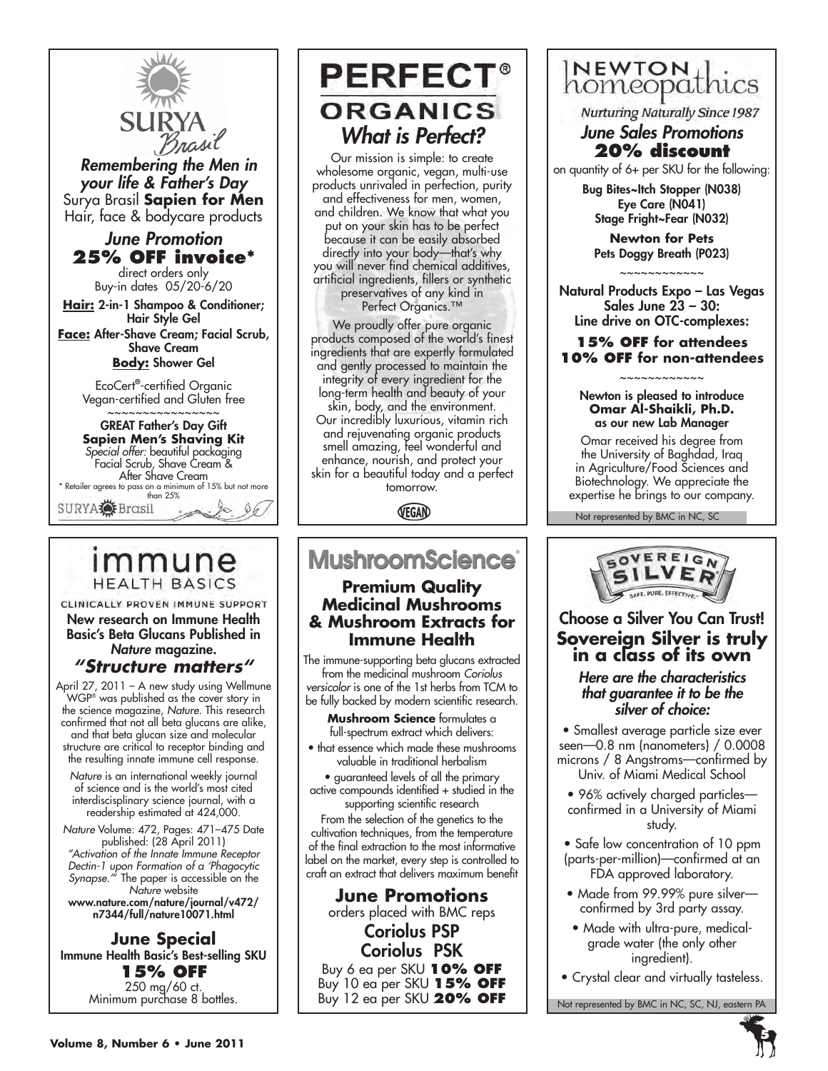## SURYA Brasil

### *Remembering the Men in your life & Father's Day*

Surya Brasil **Sapien for Men**
Hair, face & bodycare products

### *June Promotion*

**25% OFF invoice***

direct orders only
Buy-in dates 05/20-6/20

**Hair:** 2-in-1 Shampoo & Conditioner; Hair Style Gel
**Face:** After-Shave Cream; Facial Scrub, Shave Cream
**Body:** Shower Gel

EcoCert®-certified Organic
Vegan-certified and Gluten free

~~~~~~~~~~~~~~~~

GREAT Father's Day Gift
**Sapien Men's Shaving Kit**
*Special offer:* beautiful packaging
Facial Scrub, Shave Cream & After Shave Cream

\* Retailer agrees to pass on a minimum of 15% but not more than 25%

SURYA Brasil

## PERFECT® ORGANICS

### *What is Perfect?*

Our mission is simple: to create wholesome organic, vegan, multi-use products unrivaled in perfection, purity and effectiveness for men, women, and children. We know that what you put on your skin has to be perfect because it can be easily absorbed directly into your body—that's why you will never find chemical additives, artificial ingredients, fillers or synthetic preservatives of any kind in Perfect Organics.™

We proudly offer pure organic products composed of the world's finest ingredients that are expertly formulated and gently processed to maintain the integrity of every ingredient for the long-term health and beauty of your skin, body, and the environment. Our incredibly luxurious, vitamin rich and rejuvenating organic products smell amazing, feel wonderful and enhance, nourish, and protect your skin for a beautiful today and a perfect tomorrow.

VEGAN

## NEWTON homeopathics

*Nurturing Naturally Since 1987*

### *June Sales Promotions*

**20% discount**

on quantity of 6+ per SKU for the following:

Bug Bites~Itch Stopper (N038)
Eye Care (N041)
Stage Fright~Fear (N032)

**Newton for Pets**
Pets Doggy Breath (P023)

~~~~~~~~~~~~

Natural Products Expo – Las Vegas
Sales June 23 – 30:
Line drive on OTC-complexes:

**15% OFF for attendees**
**10% OFF for non-attendees**

~~~~~~~~~~~~

Newton is pleased to introduce
**Omar Al-Shaikli, Ph.D.**
as our new Lab Manager

Omar received his degree from the University of Baghdad, Iraq in Agriculture/Food Sciences and Biotechnology. We appreciate the expertise he brings to our company.

Not represented by BMC in NC, SC

## immune HEALTH BASICS

CLINICALLY PROVEN IMMUNE SUPPORT

New research on Immune Health Basic's Beta Glucans Published in *Nature* magazine.

### *"Structure matters"*

April 27, 2011 – A new study using Wellmune WGP® was published as the cover story in the science magazine, *Nature*. This research confirmed that not all beta glucans are alike, and that beta glucan size and molecular structure are critical to receptor binding and the resulting innate immune cell response.

*Nature* is an international weekly journal of science and is the world's most cited interdisciplinary science journal, with a readership estimated at 424,000.

*Nature* Volume: 472, Pages: 471–475 Date published: (28 April 2011) *"Activation of the Innate Immune Receptor Dectin-1 upon Formation of a 'Phagocytic Synapse.'"* The paper is accessible on the *Nature* website
**www.nature.com/nature/journal/v472/n7344/full/nature10071.html**

### June Special

Immune Health Basic's Best-selling SKU
**15% OFF**
250 mg/60 ct.
Minimum purchase 8 bottles.

## MushroomScience®

### Premium Quality Medicinal Mushrooms & Mushroom Extracts for Immune Health

The immune-supporting beta glucans extracted from the medicinal mushroom *Coriolus versicolor* is one of the 1st herbs from TCM to be fully backed by modern scientific research.

**Mushroom Science** formulates a full-spectrum extract which delivers:

- that essence which made these mushrooms valuable in traditional herbalism
- guaranteed levels of all the primary active compounds identified + studied in the supporting scientific research

From the selection of the genetics to the cultivation techniques, from the temperature of the final extraction to the most informative label on the market, every step is controlled to craft an extract that delivers maximum benefit

### June Promotions

orders placed with BMC reps

Coriolus PSP
Coriolus PSK

Buy 6 ea per SKU **10% OFF**
Buy 10 ea per SKU **15% OFF**
Buy 12 ea per SKU **20% OFF**

## SOVEREIGN SILVER

SAFE. PURE. EFFECTIVE.

Choose a Silver You Can Trust!

### Sovereign Silver is truly in a class of its own

*Here are the characteristics that guarantee it to be the silver of choice:*

- Smallest average particle size ever seen—0.8 nm (nanometers) / 0.0008 microns / 8 Angstroms—confirmed by Univ. of Miami Medical School
- 96% actively charged particles—confirmed in a University of Miami study.
- Safe low concentration of 10 ppm (parts-per-million)—confirmed at an FDA approved laboratory.
- Made from 99.99% pure silver—confirmed by 3rd party assay.
- Made with ultra-pure, medical-grade water (the only other ingredient).
- Crystal clear and virtually tasteless.

Not represented by BMC in NC, SC, NJ, eastern PA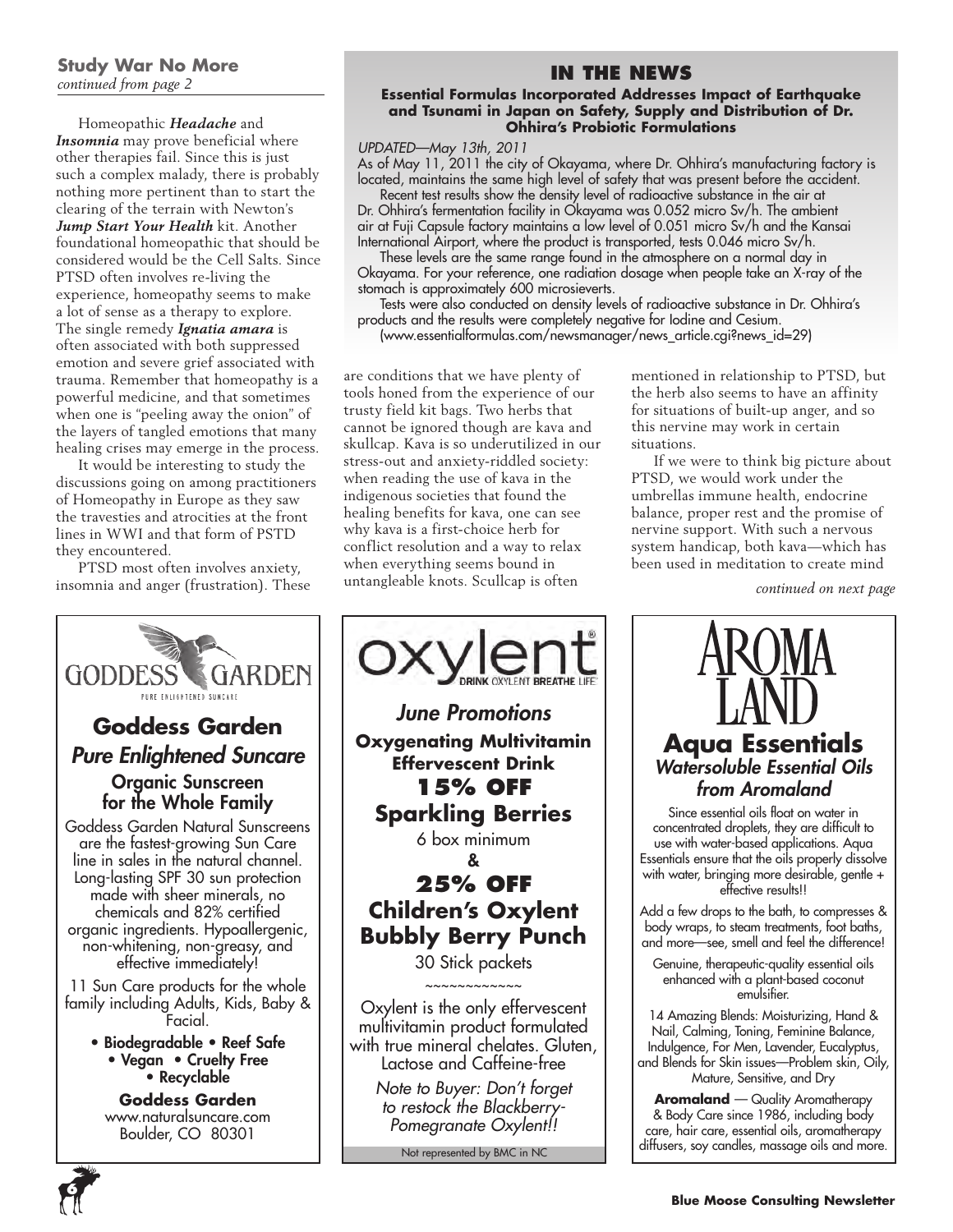## Study War No More

*continued from page 2*

Homeopathic ***Headache*** and ***Insomnia*** may prove beneficial where other therapies fail. Since this is just such a complex malady, there is probably nothing more pertinent than to start the clearing of the terrain with Newton's ***Jump Start Your Health*** kit. Another foundational homeopathic that should be considered would be the Cell Salts. Since PTSD often involves re-living the experience, homeopathy seems to make a lot of sense as a therapy to explore. The single remedy ***Ignatia amara*** is often associated with both suppressed emotion and severe grief associated with trauma. Remember that homeopathy is a powerful medicine, and that sometimes when one is "peeling away the onion" of the layers of tangled emotions that many healing crises may emerge in the process.

It would be interesting to study the discussions going on among practitioners of Homeopathy in Europe as they saw the travesties and atrocities at the front lines in WWI and that form of PSTD they encountered.

PTSD most often involves anxiety, insomnia and anger (frustration). These are conditions that we have plenty of tools honed from the experience of our trusty field kit bags. Two herbs that cannot be ignored though are kava and skullcap. Kava is so underutilized in our stress-out and anxiety-riddled society: when reading the use of kava in the indigenous societies that found the healing benefits for kava, one can see why kava is a first-choice herb for conflict resolution and a way to relax when everything seems bound in untangleable knots. Scullcap is often mentioned in relationship to PTSD, but the herb also seems to have an affinity for situations of built-up anger, and so this nervine may work in certain situations.

If we were to think big picture about PTSD, we would work under the umbrellas immune health, endocrine balance, proper rest and the promise of nervine support. With such a nervous system handicap, both kava—which has been used in meditation to create mind

*continued on next page*

## IN THE NEWS

**Essential Formulas Incorporated Addresses Impact of Earthquake and Tsunami in Japan on Safety, Supply and Distribution of Dr. Ohhira's Probiotic Formulations**

*UPDATED—May 13th, 2011*

As of May 11, 2011 the city of Okayama, where Dr. Ohhira's manufacturing factory is located, maintains the same high level of safety that was present before the accident.

Recent test results show the density level of radioactive substance in the air at Dr. Ohhira's fermentation facility in Okayama was 0.052 micro Sv/h. The ambient air at Fuji Capsule factory maintains a low level of 0.051 micro Sv/h and the Kansai International Airport, where the product is transported, tests 0.046 micro Sv/h.

These levels are the same range found in the atmosphere on a normal day in Okayama. For your reference, one radiation dosage when people take an X-ray of the stomach is approximately 600 microsieverts.

Tests were also conducted on density levels of radioactive substance in Dr. Ohhira's products and the results were completely negative for Iodine and Cesium.

(www.essentialformulas.com/newsmanager/news_article.cgi?news_id=29)

---

GODDESS GARDEN
PURE ENLIGHTENED SUNCARE

## Goddess Garden

### *Pure Enlightened Suncare*

**Organic Sunscreen for the Whole Family**

Goddess Garden Natural Sunscreens are the fastest-growing Sun Care line in sales in the natural channel. Long-lasting SPF 30 sun protection made with sheer minerals, no chemicals and 82% certified organic ingredients. Hypoallergenic, non-whitening, non-greasy, and effective immediately!

11 Sun Care products for the whole family including Adults, Kids, Baby & Facial.

- **Biodegradable • Reef Safe**
- **Vegan • Cruelty Free**
- **Recyclable**

**Goddess Garden**
www.naturalsuncare.com
Boulder, CO 80301

---

oxylent®
DRINK OXYLENT BREATHE LIFE

### *June Promotions*

**Oxygenating Multivitamin Effervescent Drink**

**15% OFF**
**Sparkling Berries**
6 box minimum

**&**

**25% OFF**
**Children's Oxylent Bubbly Berry Punch**
30 Stick packets

~~~~~~~~~~~~

Oxylent is the only effervescent multivitamin product formulated with true mineral chelates. Gluten, Lactose and Caffeine-free

*Note to Buyer: Don't forget to restock the Blackberry-Pomegranate Oxylent!!*

Not represented by BMC in NC

---

AROMA LAND

## Aqua Essentials

### *Watersoluble Essential Oils from Aromaland*

Since essential oils float on water in concentrated droplets, they are difficult to use with water-based applications. Aqua Essentials ensure that the oils properly dissolve with water, bringing more desirable, gentle + effective results!!

Add a few drops to the bath, to compresses & body wraps, to steam treatments, foot baths, and more—see, smell and feel the difference!

Genuine, therapeutic-quality essential oils enhanced with a plant-based coconut emulsifier.

14 Amazing Blends: Moisturizing, Hand & Nail, Calming, Toning, Feminine Balance, Indulgence, For Men, Lavender, Eucalyptus, and Blends for Skin issues—Problem skin, Oily, Mature, Sensitive, and Dry

**Aromaland** — Quality Aromatherapy & Body Care since 1986, including body care, hair care, essential oils, aromatherapy diffusers, soy candles, massage oils and more.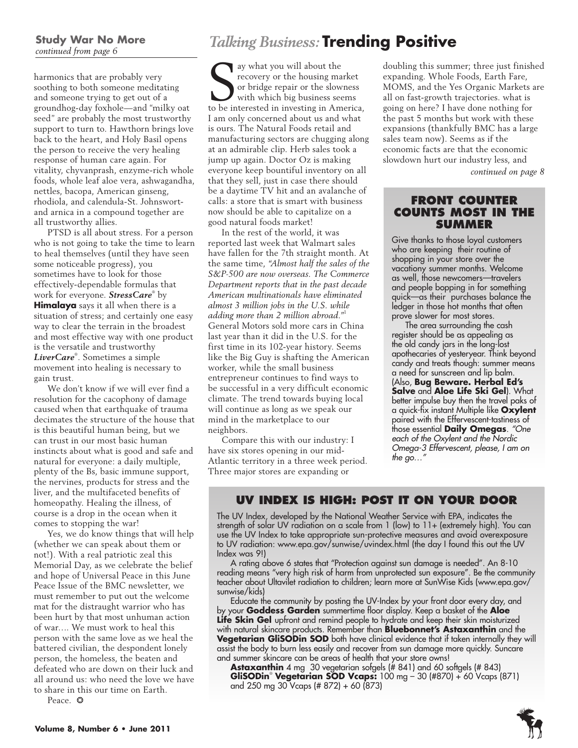### Study War No More

*continued from page 6*

harmonics that are probably very soothing to both someone meditating and someone trying to get out of a groundhog-day foxhole—and "milky oat seed" are probably the most trustworthy support to turn to. Hawthorn brings love back to the heart, and Holy Basil opens the person to receive the very healing response of human care again. For vitality, chyvanprash, enzyme-rich whole foods, whole leaf aloe vera, ashwagandha, nettles, bacopa, American ginseng, rhodiola, and calendula-St. Johnswort-and arnica in a compound together are all trustworthy allies.

PTSD is all about stress. For a person who is not going to take the time to learn to heal themselves (until they have seen some noticeable progress), you sometimes have to look for those effectively-dependable formulas that work for everyone. ***StressCare***® by **Himalaya** says it all when there is a situation of stress; and certainly one easy way to clear the terrain in the broadest and most effective way with one product is the versatile and trustworthy ***LiverCare***®. Sometimes a simple movement into healing is necessary to gain trust.

We don't know if we will ever find a resolution for the cacophony of damage caused when that earthquake of trauma decimates the structure of the house that is this beautiful human being, but we can trust in our most basic human instincts about what is good and safe and natural for everyone: a daily multiple, plenty of the Bs, basic immune support, the nervines, products for stress and the liver, and the multifaceted benefits of homeopathy. Healing the illness, of course is a drop in the ocean when it comes to stopping the war!

Yes, we do know things that will help (whether we can speak about them or not!). With a real patriotic zeal this Memorial Day, as we celebrate the belief and hope of Universal Peace in this June Peace Issue of the BMC newsletter, we must remember to put out the welcome mat for the distraught warrior who has been hurt by that most unhuman action of war…. We must work to heal this person with the same love as we heal the battered civilian, the despondent lonely person, the homeless, the beaten and defeated who are down on their luck and all around us: who need the love we have to share in this our time on Earth.

Peace. ✪

## *Talking Business:* Trending Positive

Say what you will about the recovery or the housing market or bridge repair or the slowness with which big business seems to be interested in investing in America, I am only concerned about us and what is ours. The Natural Foods retail and manufacturing sectors are chugging along at an admirable clip. Herb sales took a jump up again. Doctor Oz is making everyone keep bountiful inventory on all that they sell, just in case there should be a daytime TV hit and an avalanche of calls: a store that is smart with business now should be able to capitalize on a good natural foods market!

In the rest of the world, it was reported last week that Walmart sales have fallen for the 7th straight month. At the same time, *"Almost half the sales of the S&P-500 are now overseas. The Commerce Department reports that in the past decade American multinationals have eliminated almost 3 million jobs in the U.S. while adding more than 2 million abroad."*[1] General Motors sold more cars in China last year than it did in the U.S. for the first time in its 102-year history. Seems like the Big Guy is shafting the American worker, while the small business entrepreneur continues to find ways to be successful in a very difficult economic climate. The trend towards buying local will continue as long as we speak our mind in the marketplace to our neighbors.

Compare this with our industry: I have six stores opening in our mid-Atlantic territory in a three week period. Three major stores are expanding or doubling this summer; three just finished expanding. Whole Foods, Earth Fare, MOMS, and the Yes Organic Markets are all on fast-growth trajectories. what is going on here? I have done nothing for the past 5 months but work with these expansions (thankfully BMC has a large sales team now). Seems as if the economic facts are that the economic slowdown hurt our industry less, and

*continued on page 8*

### FRONT COUNTER COUNTS MOST IN THE SUMMER

Give thanks to those loyal customers who are keeping their routine of shopping in your store over the vacationy summer months. Welcome as well, those newcomers—travelers and people bopping in for something quick—as their purchases balance the ledger in those hot months that often prove slower for most stores.

The area surrounding the cash register should be as appealing as the old candy jars in the long-lost apothecaries of yesteryear. Think beyond candy and treats though: summer means a need for sunscreen and lip balm. (Also, **Bug Beware. Herbal Ed's Salve** and **Aloe Life Ski Gel**). What better impulse buy then the travel paks of a quick-fix instant Multiple like **Oxylent** paired with the Effervescent-tastiness of those essential **Daily Omegas**. *"One each of the Oxylent and the Nordic Omega-3 Effervescent, please, I am on the go…"*

### UV INDEX IS HIGH: POST IT ON YOUR DOOR

The UV Index, developed by the National Weather Service with EPA, indicates the strength of solar UV radiation on a scale from 1 (low) to 11+ (extremely high). You can use the UV Index to take appropriate sun-protective measures and avoid overexposure to UV radiation: www.epa.gov/sunwise/uvindex.html (the day I found this out the UV Index was 9!)

A rating above 6 states that "Protection against sun damage is needed". An 8-10 reading means "very high risk of harm from unprotected sun exposure". Be the community teacher about Ultavilet radiation to children; learn more at SunWise Kids (www.epa.gov/sunwise/kids)

Educate the community by posting the UV-Index by your front door every day, and by your **Goddess Garden** summertime floor display. Keep a basket of the **Aloe Life Skin Gel** upfront and remind people to hydrate and keep their skin moisturized with natural skincare products. Remember than **Bluebonnet's Astaxanthin** and the **Vegetarian GliSODin SOD** both have clinical evidence that if taken internally they will assist the body to burn less easily and recover from sun damage more quickly. Suncare and summer skincare can be areas of health that your store owns!

**Astaxanthin** 4 mg 30 vegetarian sofgels (# 841) and 60 softgels (# 843)
**GliSODin® Vegetarian SOD Vcaps:** 100 mg – 30 (#870) + 60 Vcaps (871) and 250 mg 30 Vcaps (# 872) + 60 (873)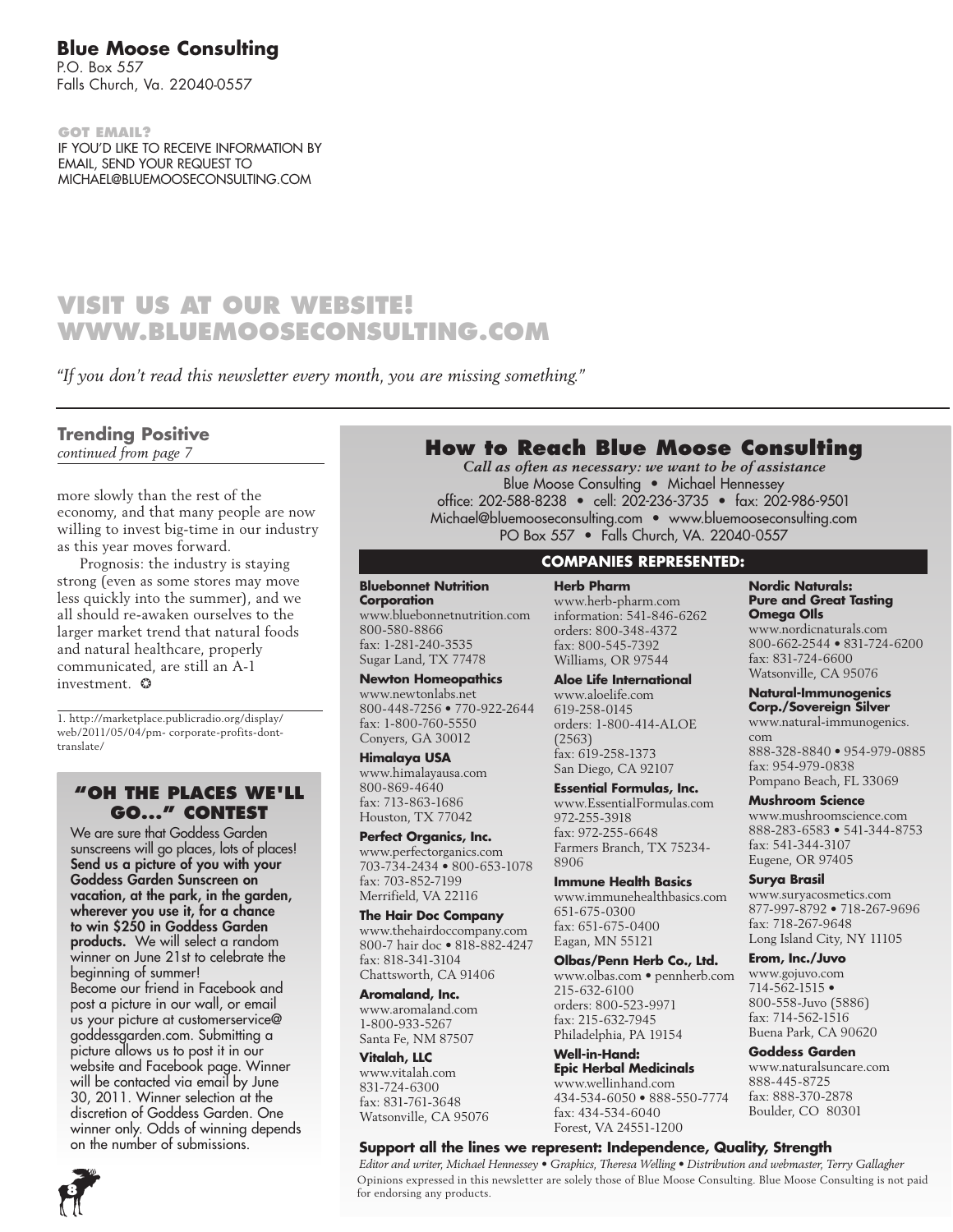## Blue Moose Consulting

P.O. Box 557
Falls Church, Va. 22040-0557

**GOT EMAIL?**
IF YOU'D LIKE TO RECEIVE INFORMATION BY EMAIL, SEND YOUR REQUEST TO MICHAEL@BLUEMOOSECONSULTING.COM

## VISIT US AT OUR WEBSITE! WWW.BLUEMOOSECONSULTING.COM

*"If you don't read this newsletter every month, you are missing something."*

### Trending Positive

*continued from page 7*

more slowly than the rest of the economy, and that many people are now willing to invest big-time in our industry as this year moves forward.

Prognosis: the industry is staying strong (even as some stores may move less quickly into the summer), and we all should re-awaken ourselves to the larger market trend that natural foods and natural healthcare, properly communicated, are still an A-1 investment.

1. http://marketplace.publicradio.org/display/web/2011/05/04/pm- corporate-profits-dont-translate/

### "OH THE PLACES WE'LL GO…" CONTEST

We are sure that Goddess Garden sunscreens will go places, lots of places! **Send us a picture of you with your Goddess Garden Sunscreen on vacation, at the park, in the garden, wherever you use it, for a chance to win $250 in Goddess Garden products.** We will select a random winner on June 21st to celebrate the beginning of summer!
Become our friend in Facebook and post a picture in our wall, or email us your picture at customerservice@goddessgarden.com. Submitting a picture allows us to post it in our website and Facebook page. Winner will be contacted via email by June 30, 2011. Winner selection at the discretion of Goddess Garden. One winner only. Odds of winning depends on the number of submissions.

## How to Reach Blue Moose Consulting

***Call as often as necessary: we want to be of assistance***

Blue Moose Consulting • Michael Hennessey
office: 202-588-8238 • cell: 202-236-3735 • fax: 202-986-9501
Michael@bluemooseconsulting.com • www.bluemooseconsulting.com
PO Box 557 • Falls Church, VA. 22040-0557

### COMPANIES REPRESENTED:

**Bluebonnet Nutrition Corporation**
www.bluebonnetnutrition.com
800-580-8866
fax: 1-281-240-3535
Sugar Land, TX 77478

**Newton Homeopathics**
www.newtonlabs.net
800-448-7256 • 770-922-2644
fax: 1-800-760-5550
Conyers, GA 30012

**Himalaya USA**
www.himalayausa.com
800-869-4640
fax: 713-863-1686
Houston, TX 77042

**Perfect Organics, Inc.**
www.perfectorganics.com
703-734-2434 • 800-653-1078
fax: 703-852-7199
Merrifield, VA 22116

**The Hair Doc Company**
www.thehairdoccompany.com
800-7 hair doc • 818-882-4247
fax: 818-341-3104
Chattsworth, CA 91406

**Aromaland, Inc.**
www.aromaland.com
1-800-933-5267
Santa Fe, NM 87507

**Vitalah, LLC**
www.vitalah.com
831-724-6300
fax: 831-761-3648
Watsonville, CA 95076

**Herb Pharm**
www.herb-pharm.com
information: 541-846-6262
orders: 800-348-4372
fax: 800-545-7392
Williams, OR 97544

**Aloe Life International**
www.aloelife.com
619-258-0145
orders: 1-800-414-ALOE (2563)
fax: 619-258-1373
San Diego, CA 92107

**Essential Formulas, Inc.**
www.EssentialFormulas.com
972-255-3918
fax: 972-255-6648
Farmers Branch, TX 75234-8906

**Immune Health Basics**
www.immunehealthbasics.com
651-675-0300
fax: 651-675-0400
Eagan, MN 55121

**Olbas/Penn Herb Co., Ltd.**
www.olbas.com • pennherb.com
215-632-6100
orders: 800-523-9971
fax: 215-632-7945
Philadelphia, PA 19154

**Well-in-Hand: Epic Herbal Medicinals**
www.wellinhand.com
434-534-6050 • 888-550-7774
fax: 434-534-6040
Forest, VA 24551-1200

**Nordic Naturals: Pure and Great Tasting Omega Oils**
www.nordicnaturals.com
800-662-2544 • 831-724-6200
fax: 831-724-6600
Watsonville, CA 95076

**Natural-Immunogenics Corp./Sovereign Silver**
www.natural-immunogenics.com
888-328-8840 • 954-979-0885
fax: 954-979-0838
Pompano Beach, FL 33069

**Mushroom Science**
www.mushroomscience.com
888-283-6583 • 541-344-8753
fax: 541-344-3107
Eugene, OR 97405

**Surya Brasil**
www.suryacosmetics.com
877-997-8792 • 718-267-9696
fax: 718-267-9648
Long Island City, NY 11105

**Erom, Inc./Juvo**
www.gojuvo.com
714-562-1515 •
800-558-Juvo (5886)
fax: 714-562-1516
Buena Park, CA 90620

**Goddess Garden**
www.naturalsuncare.com
888-445-8725
fax: 888-370-2878
Boulder, CO 80301

**Support all the lines we represent: Independence, Quality, Strength**

*Editor and writer, Michael Hennessey • Graphics, Theresa Welling • Distribution and webmaster, Terry Gallagher*

Opinions expressed in this newsletter are solely those of Blue Moose Consulting. Blue Moose Consulting is not paid for endorsing any products.